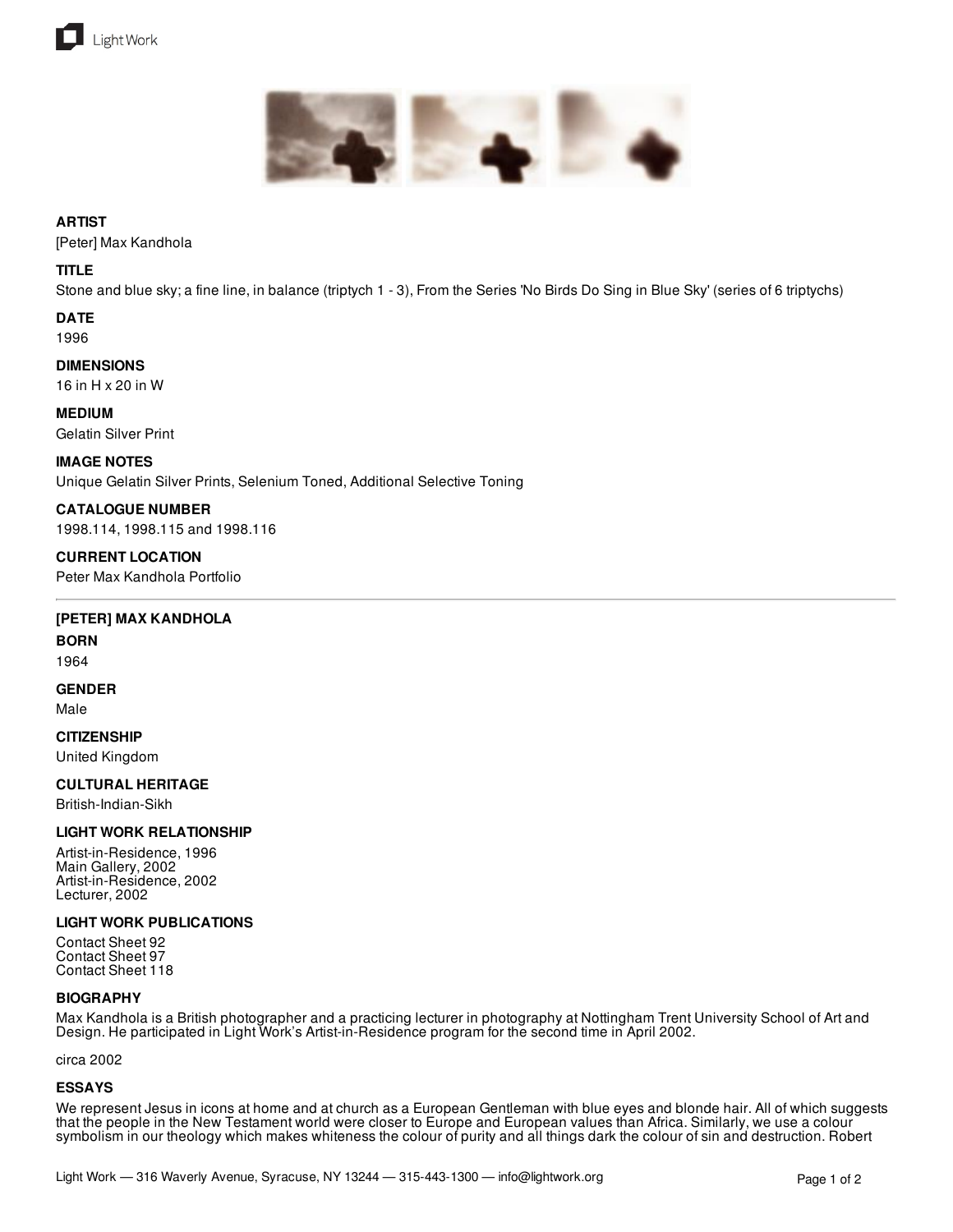## ARTIST
[Peter] Max Kandhola

## TITLE
Stone and blue sky; a fine line, in balance (triptych 1 - 3), From the Series 'No Birds Do Sing in Blue Sky' (series of 6 triptychs)

## DATE
1996

## DIMENSIONS
16 in H x 20 in W

## MEDIUM
Gelatin Silver Print

## IMAGE NOTES
Unique Gelatin Silver Prints, Selenium Toned, Additional Selective Toning

## CATALOGUE NUMBER
1998.114, 1998.115 and 1998.116

## CURRENT LOCATION
Peter Max Kandhola Portfolio

---

## [PETER] MAX KANDHOLA

### BORN
1964

### GENDER
Male

### CITIZENSHIP
United Kingdom

### CULTURAL HERITAGE
British-Indian-Sikh

### LIGHT WORK RELATIONSHIP
Artist-in-Residence, 1996
Main Gallery, 2002
Artist-in-Residence, 2002
Lecturer, 2002

### LIGHT WORK PUBLICATIONS
Contact Sheet 92
Contact Sheet 97
Contact Sheet 118

### BIOGRAPHY
Max Kandhola is a British photographer and a practicing lecturer in photography at Nottingham Trent University School of Art and Design. He participated in Light Work's Artist-in-Residence program for the second time in April 2002.

circa 2002

### ESSAYS
We represent Jesus in icons at home and at church as a European Gentleman with blue eyes and blonde hair. All of which suggests that the people in the New Testament world were closer to Europe and European values than Africa. Similarly, we use a colour symbolism in our theology which makes whiteness the colour of purity and all things dark the colour of sin and destruction. Robert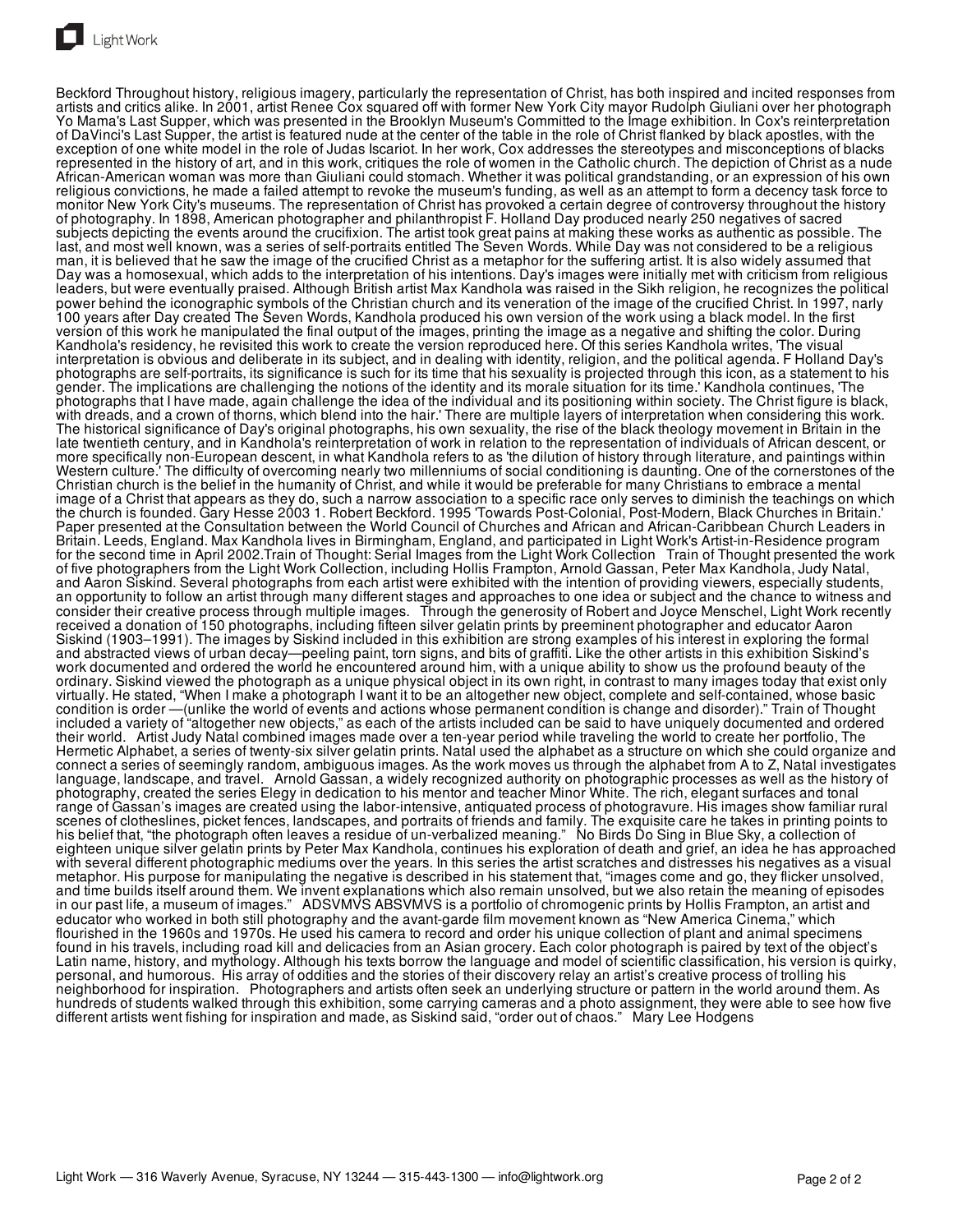Beckford Throughout history, religious imagery, particularly the representation of Christ, has both inspired and incited responses from artists and critics alike. In 2001, artist Renee Cox squared off with former New York City mayor Rudolph Giuliani over her photograph Yo Mama's Last Supper, which was presented in the Brooklyn Museum's Committed to the Image exhibition. In Cox's reinterpretation of DaVinci's Last Supper, the artist is featured nude at the center of the table in the role of Christ flanked by black apostles, with the exception of one white model in the role of Judas Iscariot. In her work, Cox addresses the stereotypes and misconceptions of blacks represented in the history of art, and in this work, critiques the role of women in the Catholic church. The depiction of Christ as a nude African-American woman was more than Giuliani could stomach. Whether it was political grandstanding, or an expression of his own religious convictions, he made a failed attempt to revoke the museum's funding, as well as an attempt to form a decency task force to monitor New York City's museums. The representation of Christ has provoked a certain degree of controversy throughout the history of photography. In 1898, American photographer and philanthropist F. Holland Day produced nearly 250 negatives of sacred subjects depicting the events around the crucifixion. The artist took great pains at making these works as authentic as possible. The last, and most well known, was a series of self-portraits entitled The Seven Words. While Day was not considered to be a religious man, it is believed that he saw the image of the crucified Christ as a metaphor for the suffering artist. It is also widely assumed that Day was a homosexual, which adds to the interpretation of his intentions. Day's images were initially met with criticism from religious leaders, but were eventually praised. Although British artist Max Kandhola was raised in the Sikh religion, he recognizes the political power behind the iconographic symbols of the Christian church and its veneration of the image of the crucified Christ. In 1997, narly 100 years after Day created The Seven Words, Kandhola produced his own version of the work using a black model. In the first version of this work he manipulated the final output of the images, printing the image as a negative and shifting the color. During Kandhola's residency, he revisited this work to create the version reproduced here. Of this series Kandhola writes, 'The visual interpretation is obvious and deliberate in its subject, and in dealing with identity, religion, and the political agenda. F Holland Day's photographs are self-portraits, its significance is such for its time that his sexuality is projected through this icon, as a statement to his gender. The implications are challenging the notions of the identity and its morale situation for its time.' Kandhola continues, 'The photographs that I have made, again challenge the idea of the individual and its positioning within society. The Christ figure is black, with dreads, and a crown of thorns, which blend into the hair.' There are multiple layers of interpretation when considering this work. The historical significance of Day's original photographs, his own sexuality, the rise of the black theology movement in Britain in the late twentieth century, and in Kandhola's reinterpretation of work in relation to the representation of individuals of African descent, or more specifically non-European descent, in what Kandhola refers to as 'the dilution of history through literature, and paintings within Western culture.' The difficulty of overcoming nearly two millenniums of social conditioning is daunting. One of the cornerstones of the Christian church is the belief in the humanity of Christ, and while it would be preferable for many Christians to embrace a mental image of a Christ that appears as they do, such a narrow association to a specific race only serves to diminish the teachings on which the church is founded. Gary Hesse 2003 1. Robert Beckford. 1995 'Towards Post-Colonial, Post-Modern, Black Churches in Britain.' Paper presented at the Consultation between the World Council of Churches and African and African-Caribbean Church Leaders in Britain. Leeds, England. Max Kandhola lives in Birmingham, England, and participated in Light Work's Artist-in-Residence program for the second time in April 2002.Train of Thought: Serial Images from the Light Work Collection   Train of Thought presented the work of five photographers from the Light Work Collection, including Hollis Frampton, Arnold Gassan, Peter Max Kandhola, Judy Natal, and Aaron Siskind. Several photographs from each artist were exhibited with the intention of providing viewers, especially students, an opportunity to follow an artist through many different stages and approaches to one idea or subject and the chance to witness and consider their creative process through multiple images.   Through the generosity of Robert and Joyce Menschel, Light Work recently received a donation of 150 photographs, including fifteen silver gelatin prints by preeminent photographer and educator Aaron Siskind (1903–1991). The images by Siskind included in this exhibition are strong examples of his interest in exploring the formal and abstracted views of urban decay—peeling paint, torn signs, and bits of graffiti. Like the other artists in this exhibition Siskind's work documented and ordered the world he encountered around him, with a unique ability to show us the profound beauty of the ordinary. Siskind viewed the photograph as a unique physical object in its own right, in contrast to many images today that exist only virtually. He stated, "When I make a photograph I want it to be an altogether new object, complete and self-contained, whose basic condition is order —(unlike the world of events and actions whose permanent condition is change and disorder)." Train of Thought included a variety of "altogether new objects," as each of the artists included can be said to have uniquely documented and ordered their world.   Artist Judy Natal combined images made over a ten-year period while traveling the world to create her portfolio, The Hermetic Alphabet, a series of twenty-six silver gelatin prints. Natal used the alphabet as a structure on which she could organize and connect a series of seemingly random, ambiguous images. As the work moves us through the alphabet from A to Z, Natal investigates language, landscape, and travel.   Arnold Gassan, a widely recognized authority on photographic processes as well as the history of photography, created the series Elegy in dedication to his mentor and teacher Minor White. The rich, elegant surfaces and tonal range of Gassan's images are created using the labor-intensive, antiquated process of photogravure. His images show familiar rural scenes of clotheslines, picket fences, landscapes, and portraits of friends and family. The exquisite care he takes in printing points to his belief that, "the photograph often leaves a residue of un-verbalized meaning."   No Birds Do Sing in Blue Sky, a collection of eighteen unique silver gelatin prints by Peter Max Kandhola, continues his exploration of death and grief, an idea he has approached with several different photographic mediums over the years. In this series the artist scratches and distresses his negatives as a visual metaphor. His purpose for manipulating the negative is described in his statement that, "images come and go, they flicker unsolved, and time builds itself around them. We invent explanations which also remain unsolved, but we also retain the meaning of episodes in our past life, a museum of images."   ADSVMVS ABSVMVS is a portfolio of chromogenic prints by Hollis Frampton, an artist and educator who worked in both still photography and the avant-garde film movement known as "New America Cinema," which flourished in the 1960s and 1970s. He used his camera to record and order his unique collection of plant and animal specimens found in his travels, including road kill and delicacies from an Asian grocery. Each color photograph is paired by text of the object's Latin name, history, and mythology. Although his texts borrow the language and model of scientific classification, his version is quirky, personal, and humorous.  His array of oddities and the stories of their discovery relay an artist's creative process of trolling his neighborhood for inspiration.   Photographers and artists often seek an underlying structure or pattern in the world around them. As hundreds of students walked through this exhibition, some carrying cameras and a photo assignment, they were able to see how five different artists went fishing for inspiration and made, as Siskind said, "order out of chaos."   Mary Lee Hodgens

Light Work — 316 Waverly Avenue, Syracuse, NY 13244 — 315-443-1300 — info@lightwork.org